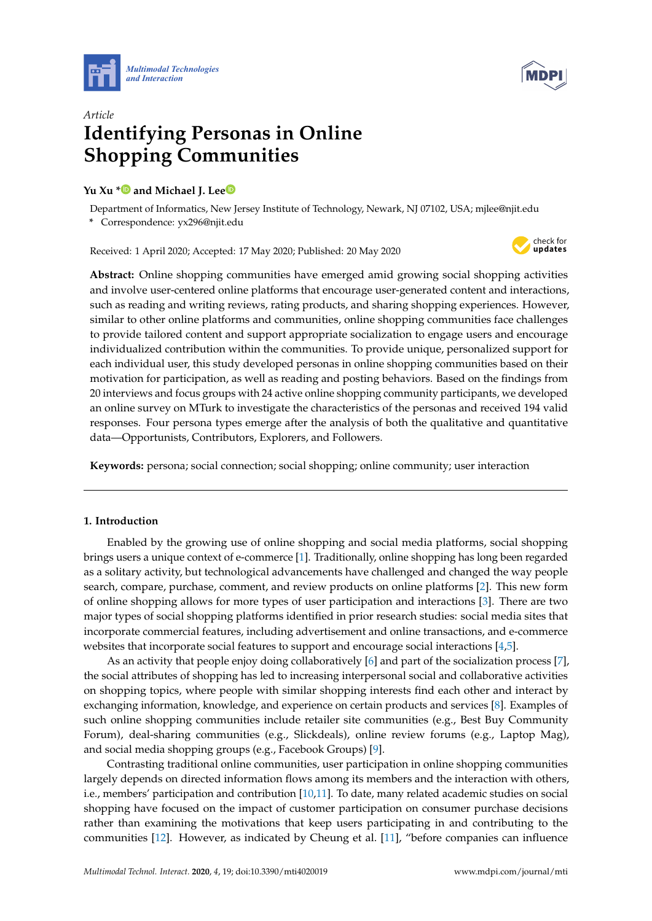*Article*

# Identifying Personas in Online Shopping Communities

**Yu Xu * and Michael J. Lee**

Department of Informatics, New Jersey Institute of Technology, Newark, NJ 07102, USA; mjlee@njit.edu

\* Correspondence: yx296@njit.edu

Received: 1 April 2020; Accepted: 17 May 2020; Published: 20 May 2020

**Abstract:** Online shopping communities have emerged amid growing social shopping activities and involve user-centered online platforms that encourage user-generated content and interactions, such as reading and writing reviews, rating products, and sharing shopping experiences. However, similar to other online platforms and communities, online shopping communities face challenges to provide tailored content and support appropriate socialization to engage users and encourage individualized contribution within the communities. To provide unique, personalized support for each individual user, this study developed personas in online shopping communities based on their motivation for participation, as well as reading and posting behaviors. Based on the findings from 20 interviews and focus groups with 24 active online shopping community participants, we developed an online survey on MTurk to investigate the characteristics of the personas and received 194 valid responses. Four persona types emerge after the analysis of both the qualitative and quantitative data—Opportunists, Contributors, Explorers, and Followers.

**Keywords:** persona; social connection; social shopping; online community; user interaction

---

## 1. Introduction

Enabled by the growing use of online shopping and social media platforms, social shopping brings users a unique context of e-commerce [1]. Traditionally, online shopping has long been regarded as a solitary activity, but technological advancements have challenged and changed the way people search, compare, purchase, comment, and review products on online platforms [2]. This new form of online shopping allows for more types of user participation and interactions [3]. There are two major types of social shopping platforms identified in prior research studies: social media sites that incorporate commercial features, including advertisement and online transactions, and e-commerce websites that incorporate social features to support and encourage social interactions [4,5].

As an activity that people enjoy doing collaboratively [6] and part of the socialization process [7], the social attributes of shopping has led to increasing interpersonal social and collaborative activities on shopping topics, where people with similar shopping interests find each other and interact by exchanging information, knowledge, and experience on certain products and services [8]. Examples of such online shopping communities include retailer site communities (e.g., Best Buy Community Forum), deal-sharing communities (e.g., Slickdeals), online review forums (e.g., Laptop Mag), and social media shopping groups (e.g., Facebook Groups) [9].

Contrasting traditional online communities, user participation in online shopping communities largely depends on directed information flows among its members and the interaction with others, i.e., members' participation and contribution [10,11]. To date, many related academic studies on social shopping have focused on the impact of customer participation on consumer purchase decisions rather than examining the motivations that keep users participating in and contributing to the communities [12]. However, as indicated by Cheung et al. [11], "before companies can influence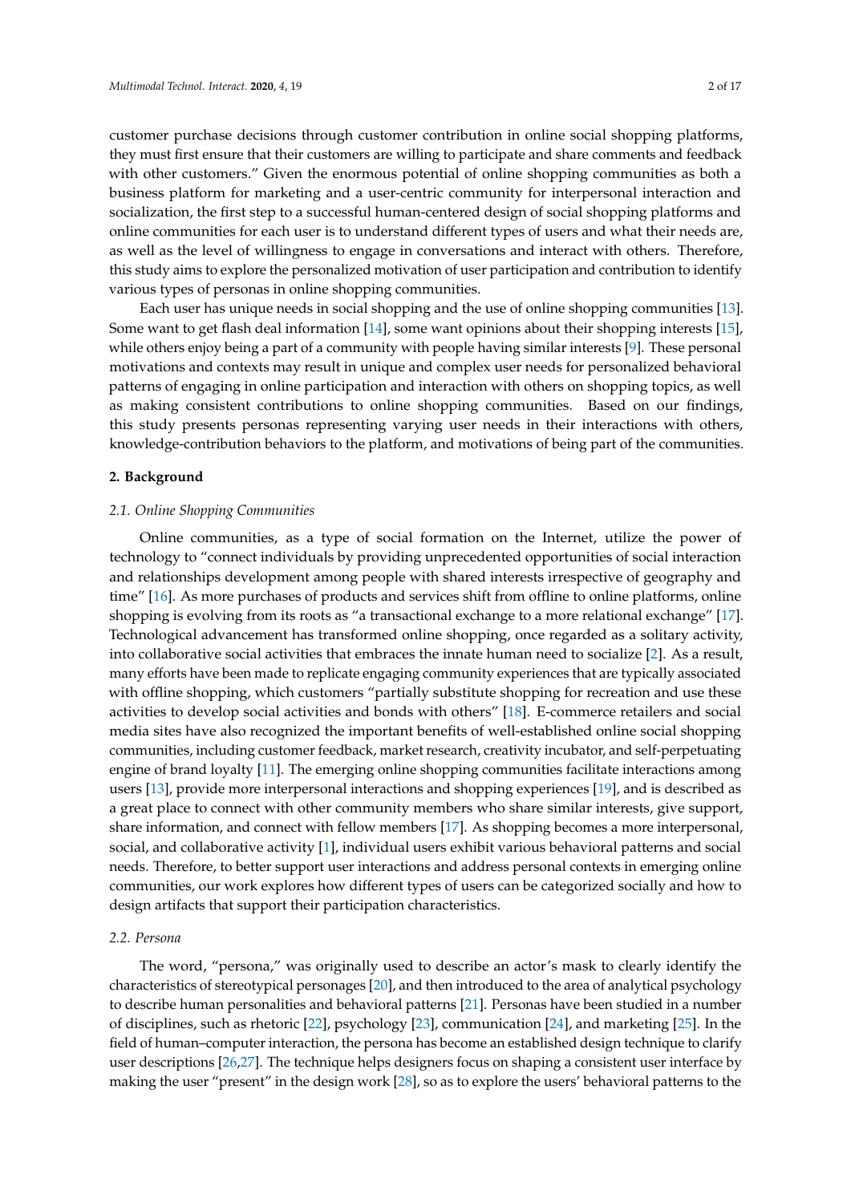customer purchase decisions through customer contribution in online social shopping platforms, they must first ensure that their customers are willing to participate and share comments and feedback with other customers." Given the enormous potential of online shopping communities as both a business platform for marketing and a user-centric community for interpersonal interaction and socialization, the first step to a successful human-centered design of social shopping platforms and online communities for each user is to understand different types of users and what their needs are, as well as the level of willingness to engage in conversations and interact with others. Therefore, this study aims to explore the personalized motivation of user participation and contribution to identify various types of personas in online shopping communities.

Each user has unique needs in social shopping and the use of online shopping communities [13]. Some want to get flash deal information [14], some want opinions about their shopping interests [15], while others enjoy being a part of a community with people having similar interests [9]. These personal motivations and contexts may result in unique and complex user needs for personalized behavioral patterns of engaging in online participation and interaction with others on shopping topics, as well as making consistent contributions to online shopping communities. Based on our findings, this study presents personas representing varying user needs in their interactions with others, knowledge-contribution behaviors to the platform, and motivations of being part of the communities.

## 2. Background

### *2.1. Online Shopping Communities*

Online communities, as a type of social formation on the Internet, utilize the power of technology to "connect individuals by providing unprecedented opportunities of social interaction and relationships development among people with shared interests irrespective of geography and time" [16]. As more purchases of products and services shift from offline to online platforms, online shopping is evolving from its roots as "a transactional exchange to a more relational exchange" [17]. Technological advancement has transformed online shopping, once regarded as a solitary activity, into collaborative social activities that embraces the innate human need to socialize [2]. As a result, many efforts have been made to replicate engaging community experiences that are typically associated with offline shopping, which customers "partially substitute shopping for recreation and use these activities to develop social activities and bonds with others" [18]. E-commerce retailers and social media sites have also recognized the important benefits of well-established online social shopping communities, including customer feedback, market research, creativity incubator, and self-perpetuating engine of brand loyalty [11]. The emerging online shopping communities facilitate interactions among users [13], provide more interpersonal interactions and shopping experiences [19], and is described as a great place to connect with other community members who share similar interests, give support, share information, and connect with fellow members [17]. As shopping becomes a more interpersonal, social, and collaborative activity [1], individual users exhibit various behavioral patterns and social needs. Therefore, to better support user interactions and address personal contexts in emerging online communities, our work explores how different types of users can be categorized socially and how to design artifacts that support their participation characteristics.

### *2.2. Persona*

The word, "persona," was originally used to describe an actor's mask to clearly identify the characteristics of stereotypical personages [20], and then introduced to the area of analytical psychology to describe human personalities and behavioral patterns [21]. Personas have been studied in a number of disciplines, such as rhetoric [22], psychology [23], communication [24], and marketing [25]. In the field of human–computer interaction, the persona has become an established design technique to clarify user descriptions [26,27]. The technique helps designers focus on shaping a consistent user interface by making the user "present" in the design work [28], so as to explore the users' behavioral patterns to the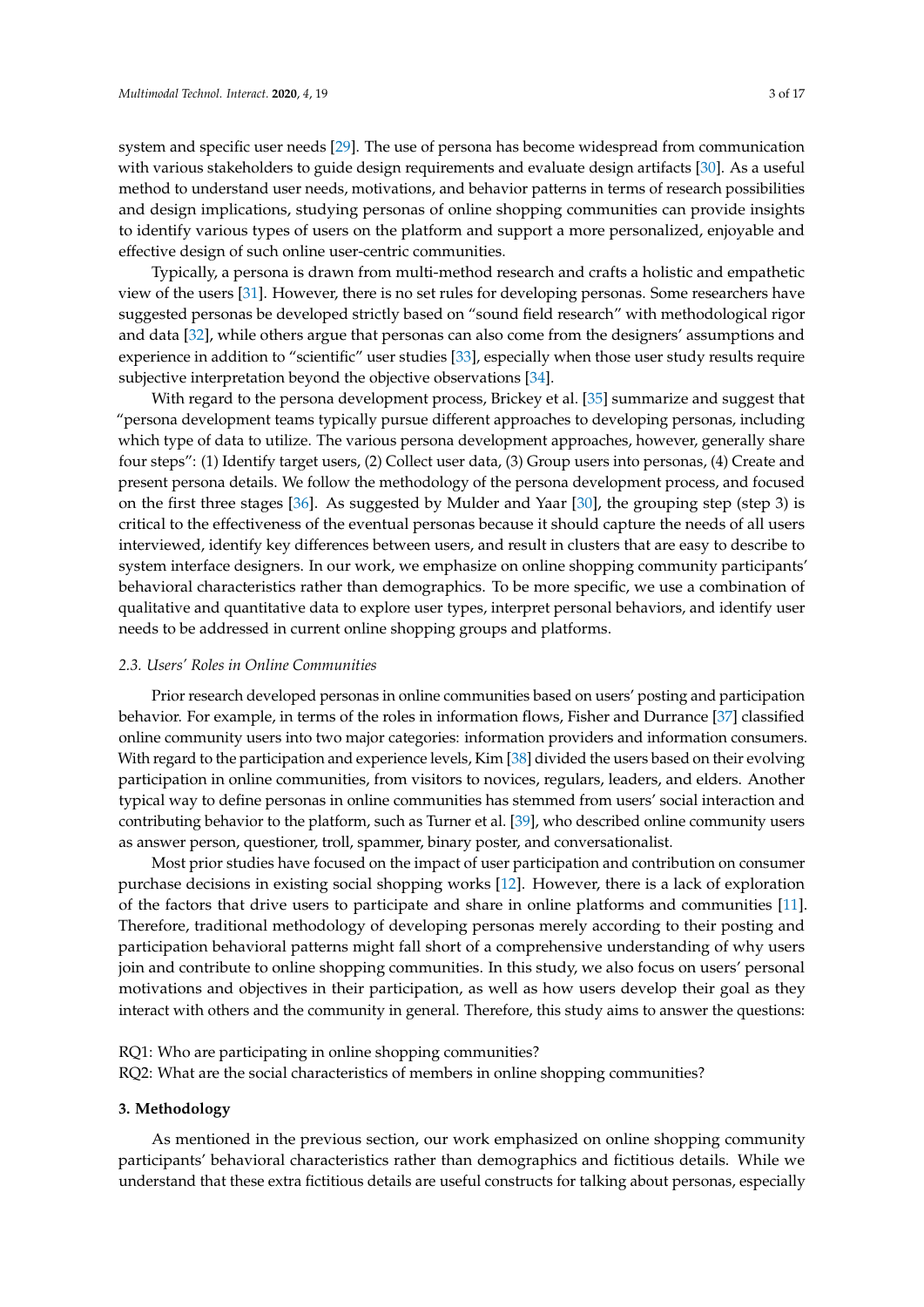system and specific user needs [29]. The use of persona has become widespread from communication with various stakeholders to guide design requirements and evaluate design artifacts [30]. As a useful method to understand user needs, motivations, and behavior patterns in terms of research possibilities and design implications, studying personas of online shopping communities can provide insights to identify various types of users on the platform and support a more personalized, enjoyable and effective design of such online user-centric communities.

Typically, a persona is drawn from multi-method research and crafts a holistic and empathetic view of the users [31]. However, there is no set rules for developing personas. Some researchers have suggested personas be developed strictly based on "sound field research" with methodological rigor and data [32], while others argue that personas can also come from the designers' assumptions and experience in addition to "scientific" user studies [33], especially when those user study results require subjective interpretation beyond the objective observations [34].

With regard to the persona development process, Brickey et al. [35] summarize and suggest that "persona development teams typically pursue different approaches to developing personas, including which type of data to utilize. The various persona development approaches, however, generally share four steps": (1) Identify target users, (2) Collect user data, (3) Group users into personas, (4) Create and present persona details. We follow the methodology of the persona development process, and focused on the first three stages [36]. As suggested by Mulder and Yaar [30], the grouping step (step 3) is critical to the effectiveness of the eventual personas because it should capture the needs of all users interviewed, identify key differences between users, and result in clusters that are easy to describe to system interface designers. In our work, we emphasize on online shopping community participants' behavioral characteristics rather than demographics. To be more specific, we use a combination of qualitative and quantitative data to explore user types, interpret personal behaviors, and identify user needs to be addressed in current online shopping groups and platforms.

### *2.3. Users' Roles in Online Communities*

Prior research developed personas in online communities based on users' posting and participation behavior. For example, in terms of the roles in information flows, Fisher and Durrance [37] classified online community users into two major categories: information providers and information consumers. With regard to the participation and experience levels, Kim [38] divided the users based on their evolving participation in online communities, from visitors to novices, regulars, leaders, and elders. Another typical way to define personas in online communities has stemmed from users' social interaction and contributing behavior to the platform, such as Turner et al. [39], who described online community users as answer person, questioner, troll, spammer, binary poster, and conversationalist.

Most prior studies have focused on the impact of user participation and contribution on consumer purchase decisions in existing social shopping works [12]. However, there is a lack of exploration of the factors that drive users to participate and share in online platforms and communities [11]. Therefore, traditional methodology of developing personas merely according to their posting and participation behavioral patterns might fall short of a comprehensive understanding of why users join and contribute to online shopping communities. In this study, we also focus on users' personal motivations and objectives in their participation, as well as how users develop their goal as they interact with others and the community in general. Therefore, this study aims to answer the questions:

RQ1: Who are participating in online shopping communities?
RQ2: What are the social characteristics of members in online shopping communities?

## **3. Methodology**

As mentioned in the previous section, our work emphasized on online shopping community participants' behavioral characteristics rather than demographics and fictitious details. While we understand that these extra fictitious details are useful constructs for talking about personas, especially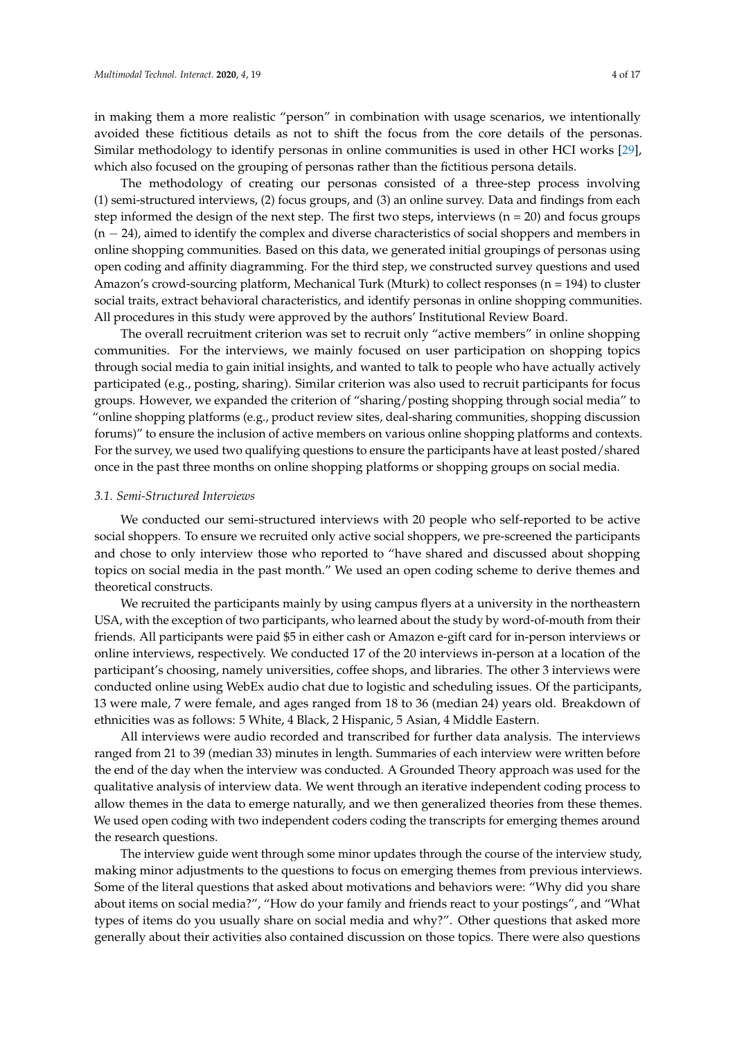in making them a more realistic "person" in combination with usage scenarios, we intentionally avoided these fictitious details as not to shift the focus from the core details of the personas. Similar methodology to identify personas in online communities is used in other HCI works [29], which also focused on the grouping of personas rather than the fictitious persona details.

The methodology of creating our personas consisted of a three-step process involving (1) semi-structured interviews, (2) focus groups, and (3) an online survey. Data and findings from each step informed the design of the next step. The first two steps, interviews (n = 20) and focus groups (n − 24), aimed to identify the complex and diverse characteristics of social shoppers and members in online shopping communities. Based on this data, we generated initial groupings of personas using open coding and affinity diagramming. For the third step, we constructed survey questions and used Amazon's crowd-sourcing platform, Mechanical Turk (Mturk) to collect responses (n = 194) to cluster social traits, extract behavioral characteristics, and identify personas in online shopping communities. All procedures in this study were approved by the authors' Institutional Review Board.

The overall recruitment criterion was set to recruit only "active members" in online shopping communities. For the interviews, we mainly focused on user participation on shopping topics through social media to gain initial insights, and wanted to talk to people who have actually actively participated (e.g., posting, sharing). Similar criterion was also used to recruit participants for focus groups. However, we expanded the criterion of "sharing/posting shopping through social media" to "online shopping platforms (e.g., product review sites, deal-sharing communities, shopping discussion forums)" to ensure the inclusion of active members on various online shopping platforms and contexts. For the survey, we used two qualifying questions to ensure the participants have at least posted/shared once in the past three months on online shopping platforms or shopping groups on social media.

### *3.1. Semi-Structured Interviews*

We conducted our semi-structured interviews with 20 people who self-reported to be active social shoppers. To ensure we recruited only active social shoppers, we pre-screened the participants and chose to only interview those who reported to "have shared and discussed about shopping topics on social media in the past month." We used an open coding scheme to derive themes and theoretical constructs.

We recruited the participants mainly by using campus flyers at a university in the northeastern USA, with the exception of two participants, who learned about the study by word-of-mouth from their friends. All participants were paid $5 in either cash or Amazon e-gift card for in-person interviews or online interviews, respectively. We conducted 17 of the 20 interviews in-person at a location of the participant's choosing, namely universities, coffee shops, and libraries. The other 3 interviews were conducted online using WebEx audio chat due to logistic and scheduling issues. Of the participants, 13 were male, 7 were female, and ages ranged from 18 to 36 (median 24) years old. Breakdown of ethnicities was as follows: 5 White, 4 Black, 2 Hispanic, 5 Asian, 4 Middle Eastern.

All interviews were audio recorded and transcribed for further data analysis. The interviews ranged from 21 to 39 (median 33) minutes in length. Summaries of each interview were written before the end of the day when the interview was conducted. A Grounded Theory approach was used for the qualitative analysis of interview data. We went through an iterative independent coding process to allow themes in the data to emerge naturally, and we then generalized theories from these themes. We used open coding with two independent coders coding the transcripts for emerging themes around the research questions.

The interview guide went through some minor updates through the course of the interview study, making minor adjustments to the questions to focus on emerging themes from previous interviews. Some of the literal questions that asked about motivations and behaviors were: "Why did you share about items on social media?", "How do your family and friends react to your postings", and "What types of items do you usually share on social media and why?". Other questions that asked more generally about their activities also contained discussion on those topics. There were also questions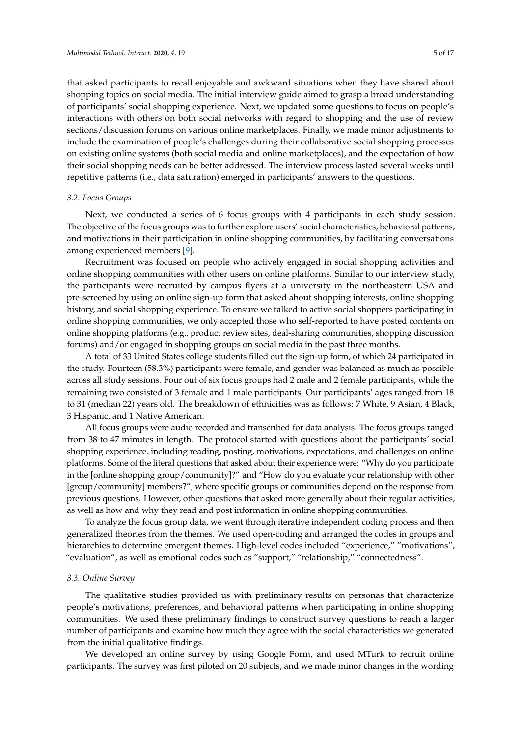that asked participants to recall enjoyable and awkward situations when they have shared about shopping topics on social media. The initial interview guide aimed to grasp a broad understanding of participants' social shopping experience. Next, we updated some questions to focus on people's interactions with others on both social networks with regard to shopping and the use of review sections/discussion forums on various online marketplaces. Finally, we made minor adjustments to include the examination of people's challenges during their collaborative social shopping processes on existing online systems (both social media and online marketplaces), and the expectation of how their social shopping needs can be better addressed. The interview process lasted several weeks until repetitive patterns (i.e., data saturation) emerged in participants' answers to the questions.

### *3.2. Focus Groups*

Next, we conducted a series of 6 focus groups with 4 participants in each study session. The objective of the focus groups was to further explore users' social characteristics, behavioral patterns, and motivations in their participation in online shopping communities, by facilitating conversations among experienced members [9].

Recruitment was focused on people who actively engaged in social shopping activities and online shopping communities with other users on online platforms. Similar to our interview study, the participants were recruited by campus flyers at a university in the northeastern USA and pre-screened by using an online sign-up form that asked about shopping interests, online shopping history, and social shopping experience. To ensure we talked to active social shoppers participating in online shopping communities, we only accepted those who self-reported to have posted contents on online shopping platforms (e.g., product review sites, deal-sharing communities, shopping discussion forums) and/or engaged in shopping groups on social media in the past three months.

A total of 33 United States college students filled out the sign-up form, of which 24 participated in the study. Fourteen (58.3%) participants were female, and gender was balanced as much as possible across all study sessions. Four out of six focus groups had 2 male and 2 female participants, while the remaining two consisted of 3 female and 1 male participants. Our participants' ages ranged from 18 to 31 (median 22) years old. The breakdown of ethnicities was as follows: 7 White, 9 Asian, 4 Black, 3 Hispanic, and 1 Native American.

All focus groups were audio recorded and transcribed for data analysis. The focus groups ranged from 38 to 47 minutes in length. The protocol started with questions about the participants' social shopping experience, including reading, posting, motivations, expectations, and challenges on online platforms. Some of the literal questions that asked about their experience were: "Why do you participate in the [online shopping group/community]?" and "How do you evaluate your relationship with other [group/community] members?", where specific groups or communities depend on the response from previous questions. However, other questions that asked more generally about their regular activities, as well as how and why they read and post information in online shopping communities.

To analyze the focus group data, we went through iterative independent coding process and then generalized theories from the themes. We used open-coding and arranged the codes in groups and hierarchies to determine emergent themes. High-level codes included "experience," "motivations", "evaluation", as well as emotional codes such as "support," "relationship," "connectedness".

### *3.3. Online Survey*

The qualitative studies provided us with preliminary results on personas that characterize people's motivations, preferences, and behavioral patterns when participating in online shopping communities. We used these preliminary findings to construct survey questions to reach a larger number of participants and examine how much they agree with the social characteristics we generated from the initial qualitative findings.

We developed an online survey by using Google Form, and used MTurk to recruit online participants. The survey was first piloted on 20 subjects, and we made minor changes in the wording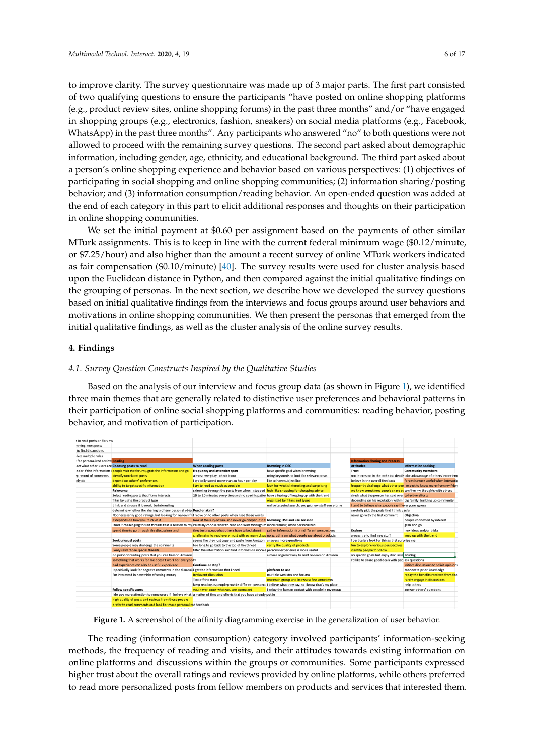to improve clarity. The survey questionnaire was made up of 3 major parts. The first part consisted of two qualifying questions to ensure the participants "have posted on online shopping platforms (e.g., product review sites, online shopping forums) in the past three months" and/or "have engaged in shopping groups (e.g., electronics, fashion, sneakers) on social media platforms (e.g., Facebook, WhatsApp) in the past three months". Any participants who answered "no" to both questions were not allowed to proceed with the remaining survey questions. The second part asked about demographic information, including gender, age, ethnicity, and educational background. The third part asked about a person's online shopping experience and behavior based on various perspectives: (1) objectives of participating in social shopping and online shopping communities; (2) information sharing/posting behavior; and (3) information consumption/reading behavior. An open-ended question was added at the end of each category in this part to elicit additional responses and thoughts on their participation in online shopping communities.

We set the initial payment at $0.60 per assignment based on the payments of other similar MTurk assignments. This is to keep in line with the current federal minimum wage ($0.12/minute, or $7.25/hour) and also higher than the amount a recent survey of online MTurk workers indicated as fair compensation ($0.10/minute) [40]. The survey results were used for cluster analysis based upon the Euclidean distance in Python, and then compared against the initial qualitative findings on the grouping of personas. In the next section, we describe how we developed the survey questions based on initial qualitative findings from the interviews and focus groups around user behaviors and motivations in online shopping communities. We then present the personas that emerged from the initial qualitative findings, as well as the cluster analysis of the online survey results.

## 4. Findings

### *4.1. Survey Question Constructs Inspired by the Qualitative Studies*

Based on the analysis of our interview and focus group data (as shown in Figure 1), we identified three main themes that are generally related to distinctive user preferences and behavioral patterns in their participation of online social shopping platforms and communities: reading behavior, posting behavior, and motivation of participation.

**Figure 1.** A screenshot of the affinity diagramming exercise in the generalization of user behavior.

The reading (information consumption) category involved participants' information-seeking methods, the frequency of reading and visits, and their attitudes towards existing information on online platforms and discussions within the groups or communities. Some participants expressed higher trust about the overall ratings and reviews provided by online platforms, while others preferred to read more personalized posts from fellow members on products and services that interested them.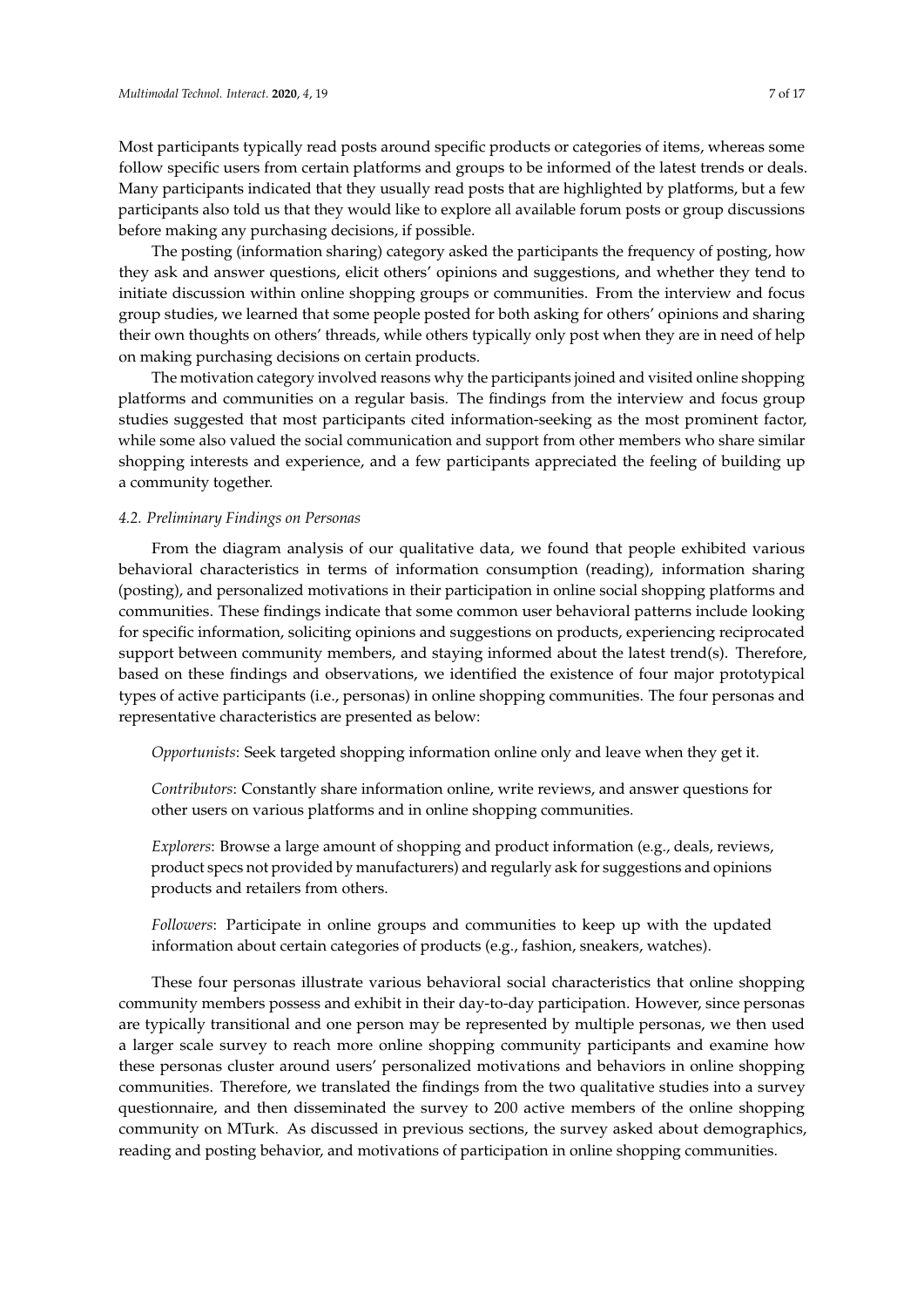Most participants typically read posts around specific products or categories of items, whereas some follow specific users from certain platforms and groups to be informed of the latest trends or deals. Many participants indicated that they usually read posts that are highlighted by platforms, but a few participants also told us that they would like to explore all available forum posts or group discussions before making any purchasing decisions, if possible.

The posting (information sharing) category asked the participants the frequency of posting, how they ask and answer questions, elicit others' opinions and suggestions, and whether they tend to initiate discussion within online shopping groups or communities. From the interview and focus group studies, we learned that some people posted for both asking for others' opinions and sharing their own thoughts on others' threads, while others typically only post when they are in need of help on making purchasing decisions on certain products.

The motivation category involved reasons why the participants joined and visited online shopping platforms and communities on a regular basis. The findings from the interview and focus group studies suggested that most participants cited information-seeking as the most prominent factor, while some also valued the social communication and support from other members who share similar shopping interests and experience, and a few participants appreciated the feeling of building up a community together.

### 4.2. Preliminary Findings on Personas

From the diagram analysis of our qualitative data, we found that people exhibited various behavioral characteristics in terms of information consumption (reading), information sharing (posting), and personalized motivations in their participation in online social shopping platforms and communities. These findings indicate that some common user behavioral patterns include looking for specific information, soliciting opinions and suggestions on products, experiencing reciprocated support between community members, and staying informed about the latest trend(s). Therefore, based on these findings and observations, we identified the existence of four major prototypical types of active participants (i.e., personas) in online shopping communities. The four personas and representative characteristics are presented as below:

> *Opportunists*: Seek targeted shopping information online only and leave when they get it.
>
> *Contributors*: Constantly share information online, write reviews, and answer questions for other users on various platforms and in online shopping communities.
>
> *Explorers*: Browse a large amount of shopping and product information (e.g., deals, reviews, product specs not provided by manufacturers) and regularly ask for suggestions and opinions products and retailers from others.
>
> *Followers*: Participate in online groups and communities to keep up with the updated information about certain categories of products (e.g., fashion, sneakers, watches).

These four personas illustrate various behavioral social characteristics that online shopping community members possess and exhibit in their day-to-day participation. However, since personas are typically transitional and one person may be represented by multiple personas, we then used a larger scale survey to reach more online shopping community participants and examine how these personas cluster around users' personalized motivations and behaviors in online shopping communities. Therefore, we translated the findings from the two qualitative studies into a survey questionnaire, and then disseminated the survey to 200 active members of the online shopping community on MTurk. As discussed in previous sections, the survey asked about demographics, reading and posting behavior, and motivations of participation in online shopping communities.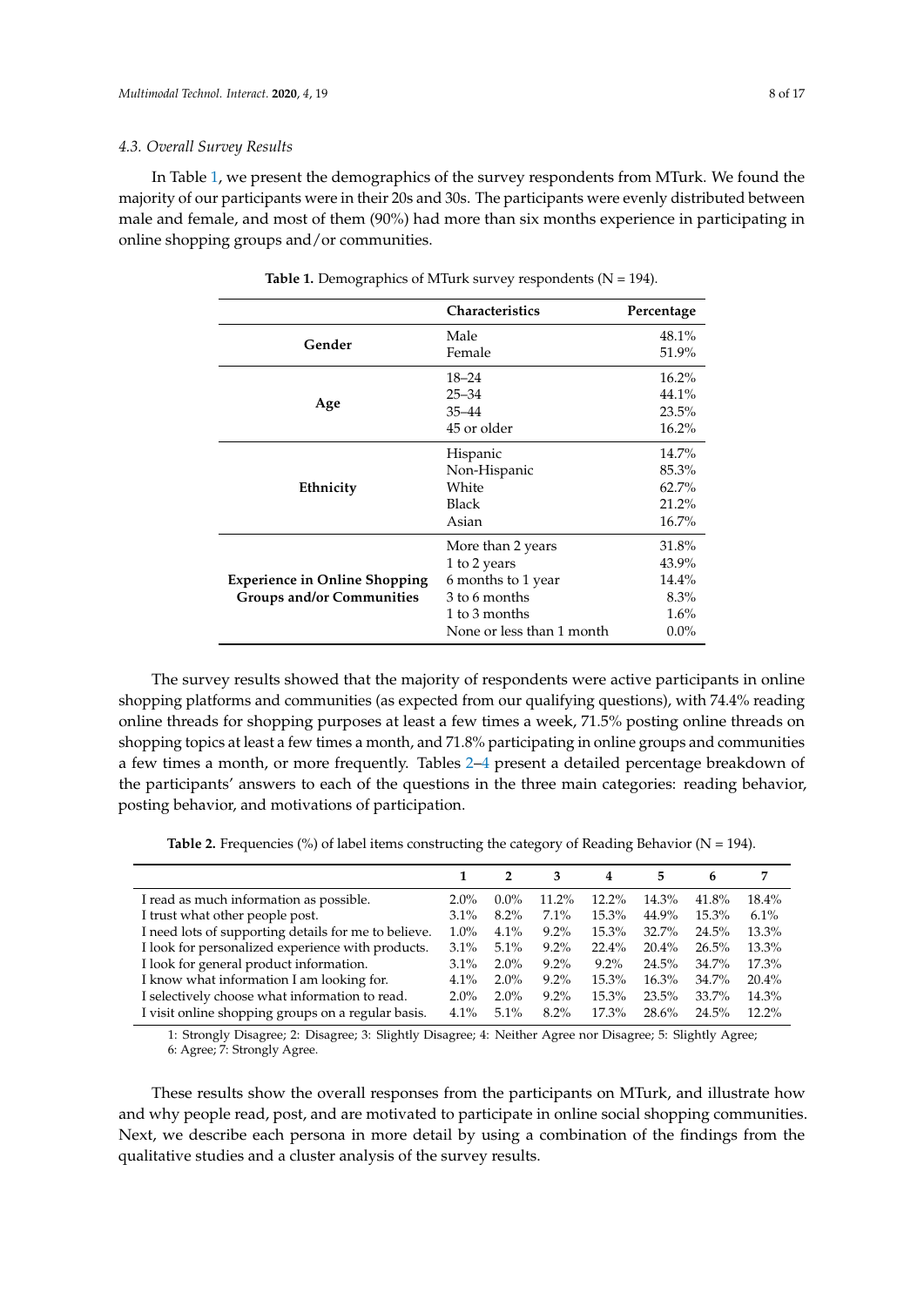### 4.3. Overall Survey Results

In Table 1, we present the demographics of the survey respondents from MTurk. We found the majority of our participants were in their 20s and 30s. The participants were evenly distributed between male and female, and most of them (90%) had more than six months experience in participating in online shopping groups and/or communities.

**Table 1.** Demographics of MTurk survey respondents (N = 194).

| | Characteristics | Percentage |
|---|---|---|
| **Gender** | Male | 48.1% |
| | Female | 51.9% |
| **Age** | 18–24 | 16.2% |
| | 25–34 | 44.1% |
| | 35–44 | 23.5% |
| | 45 or older | 16.2% |
| **Ethnicity** | Hispanic | 14.7% |
| | Non-Hispanic | 85.3% |
| | White | 62.7% |
| | Black | 21.2% |
| | Asian | 16.7% |
| **Experience in Online Shopping Groups and/or Communities** | More than 2 years | 31.8% |
| | 1 to 2 years | 43.9% |
| | 6 months to 1 year | 14.4% |
| | 3 to 6 months | 8.3% |
| | 1 to 3 months | 1.6% |
| | None or less than 1 month | 0.0% |

The survey results showed that the majority of respondents were active participants in online shopping platforms and communities (as expected from our qualifying questions), with 74.4% reading online threads for shopping purposes at least a few times a week, 71.5% posting online threads on shopping topics at least a few times a month, and 71.8% participating in online groups and communities a few times a month, or more frequently. Tables 2–4 present a detailed percentage breakdown of the participants' answers to each of the questions in the three main categories: reading behavior, posting behavior, and motivations of participation.

**Table 2.** Frequencies (%) of label items constructing the category of Reading Behavior (N = 194).

| | 1 | 2 | 3 | 4 | 5 | 6 | 7 |
|---|---|---|---|---|---|---|---|
| I read as much information as possible. | 2.0% | 0.0% | 11.2% | 12.2% | 14.3% | 41.8% | 18.4% |
| I trust what other people post. | 3.1% | 8.2% | 7.1% | 15.3% | 44.9% | 15.3% | 6.1% |
| I need lots of supporting details for me to believe. | 1.0% | 4.1% | 9.2% | 15.3% | 32.7% | 24.5% | 13.3% |
| I look for personalized experience with products. | 3.1% | 5.1% | 9.2% | 22.4% | 20.4% | 26.5% | 13.3% |
| I look for general product information. | 3.1% | 2.0% | 9.2% | 9.2% | 24.5% | 34.7% | 17.3% |
| I know what information I am looking for. | 4.1% | 2.0% | 9.2% | 15.3% | 16.3% | 34.7% | 20.4% |
| I selectively choose what information to read. | 2.0% | 2.0% | 9.2% | 15.3% | 23.5% | 33.7% | 14.3% |
| I visit online shopping groups on a regular basis. | 4.1% | 5.1% | 8.2% | 17.3% | 28.6% | 24.5% | 12.2% |

1: Strongly Disagree; 2: Disagree; 3: Slightly Disagree; 4: Neither Agree nor Disagree; 5: Slightly Agree; 6: Agree; 7: Strongly Agree.

These results show the overall responses from the participants on MTurk, and illustrate how and why people read, post, and are motivated to participate in online social shopping communities. Next, we describe each persona in more detail by using a combination of the findings from the qualitative studies and a cluster analysis of the survey results.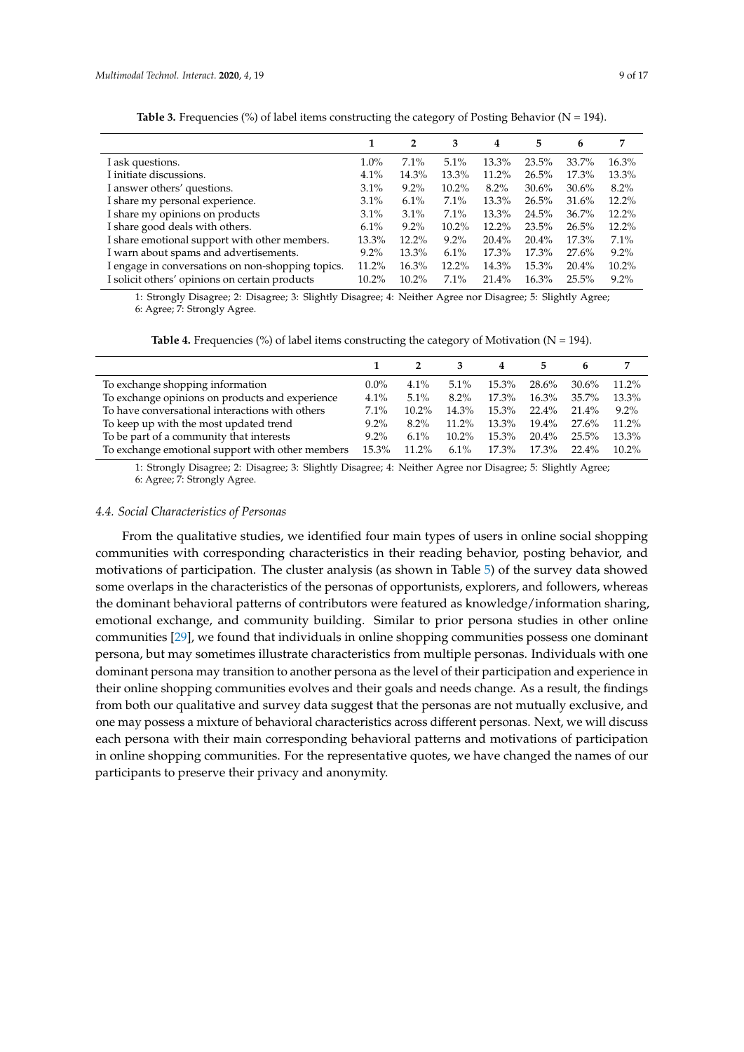**Table 3.** Frequencies (%) of label items constructing the category of Posting Behavior (N = 194).

| | 1 | 2 | 3 | 4 | 5 | 6 | 7 |
|---|---|---|---|---|---|---|---|
| I ask questions. | 1.0% | 7.1% | 5.1% | 13.3% | 23.5% | 33.7% | 16.3% |
| I initiate discussions. | 4.1% | 14.3% | 13.3% | 11.2% | 26.5% | 17.3% | 13.3% |
| I answer others' questions. | 3.1% | 9.2% | 10.2% | 8.2% | 30.6% | 30.6% | 8.2% |
| I share my personal experience. | 3.1% | 6.1% | 7.1% | 13.3% | 26.5% | 31.6% | 12.2% |
| I share my opinions on products | 3.1% | 3.1% | 7.1% | 13.3% | 24.5% | 36.7% | 12.2% |
| I share good deals with others. | 6.1% | 9.2% | 10.2% | 12.2% | 23.5% | 26.5% | 12.2% |
| I share emotional support with other members. | 13.3% | 12.2% | 9.2% | 20.4% | 20.4% | 17.3% | 7.1% |
| I warn about spams and advertisements. | 9.2% | 13.3% | 6.1% | 17.3% | 17.3% | 27.6% | 9.2% |
| I engage in conversations on non-shopping topics. | 11.2% | 16.3% | 12.2% | 14.3% | 15.3% | 20.4% | 10.2% |
| I solicit others' opinions on certain products | 10.2% | 10.2% | 7.1% | 21.4% | 16.3% | 25.5% | 9.2% |

1: Strongly Disagree; 2: Disagree; 3: Slightly Disagree; 4: Neither Agree nor Disagree; 5: Slightly Agree; 6: Agree; 7: Strongly Agree.

**Table 4.** Frequencies (%) of label items constructing the category of Motivation (N = 194).

| | 1 | 2 | 3 | 4 | 5 | 6 | 7 |
|---|---|---|---|---|---|---|---|
| To exchange shopping information | 0.0% | 4.1% | 5.1% | 15.3% | 28.6% | 30.6% | 11.2% |
| To exchange opinions on products and experience | 4.1% | 5.1% | 8.2% | 17.3% | 16.3% | 35.7% | 13.3% |
| To have conversational interactions with others | 7.1% | 10.2% | 14.3% | 15.3% | 22.4% | 21.4% | 9.2% |
| To keep up with the most updated trend | 9.2% | 8.2% | 11.2% | 13.3% | 19.4% | 27.6% | 11.2% |
| To be part of a community that interests | 9.2% | 6.1% | 10.2% | 15.3% | 20.4% | 25.5% | 13.3% |
| To exchange emotional support with other members | 15.3% | 11.2% | 6.1% | 17.3% | 17.3% | 22.4% | 10.2% |

1: Strongly Disagree; 2: Disagree; 3: Slightly Disagree; 4: Neither Agree nor Disagree; 5: Slightly Agree; 6: Agree; 7: Strongly Agree.

### *4.4. Social Characteristics of Personas*

From the qualitative studies, we identified four main types of users in online social shopping communities with corresponding characteristics in their reading behavior, posting behavior, and motivations of participation. The cluster analysis (as shown in Table 5) of the survey data showed some overlaps in the characteristics of the personas of opportunists, explorers, and followers, whereas the dominant behavioral patterns of contributors were featured as knowledge/information sharing, emotional exchange, and community building. Similar to prior persona studies in other online communities [29], we found that individuals in online shopping communities possess one dominant persona, but may sometimes illustrate characteristics from multiple personas. Individuals with one dominant persona may transition to another persona as the level of their participation and experience in their online shopping communities evolves and their goals and needs change. As a result, the findings from both our qualitative and survey data suggest that the personas are not mutually exclusive, and one may possess a mixture of behavioral characteristics across different personas. Next, we will discuss each persona with their main corresponding behavioral patterns and motivations of participation in online shopping communities. For the representative quotes, we have changed the names of our participants to preserve their privacy and anonymity.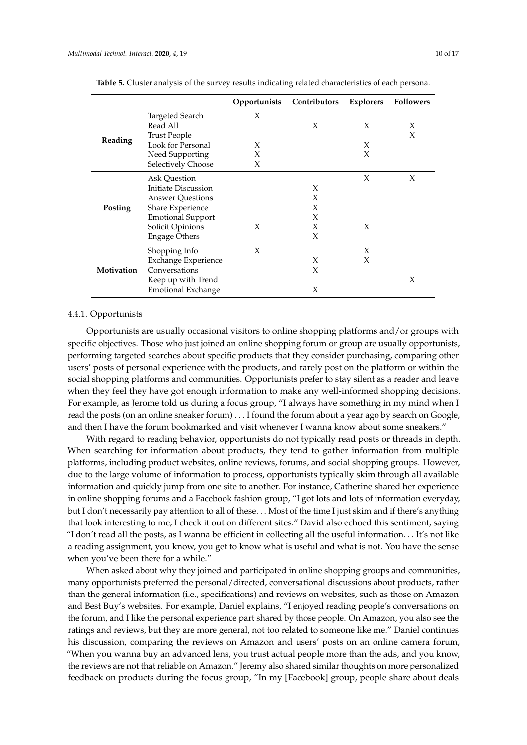**Table 5.** Cluster analysis of the survey results indicating related characteristics of each persona.

| | | Opportunists | Contributors | Explorers | Followers |
|---|---|---|---|---|---|
| **Reading** | Targeted Search | X | | | |
| | Read All | | X | X | X |
| | Trust People | | | | X |
| | Look for Personal | X | | X | |
| | Need Supporting | X | | X | |
| | Selectively Choose | X | | | |
| **Posting** | Ask Question | | | X | X |
| | Initiate Discussion | | X | | |
| | Answer Questions | | X | | |
| | Share Experience | | X | | |
| | Emotional Support | | X | | |
| | Solicit Opinions | X | X | X | |
| | Engage Others | | X | | |
| **Motivation** | Shopping Info | X | | X | |
| | Exchange Experience | | X | X | |
| | Conversations | | X | | |
| | Keep up with Trend | | | | X |
| | Emotional Exchange | | X | | |

#### 4.4.1. Opportunists

Opportunists are usually occasional visitors to online shopping platforms and/or groups with specific objectives. Those who just joined an online shopping forum or group are usually opportunists, performing targeted searches about specific products that they consider purchasing, comparing other users' posts of personal experience with the products, and rarely post on the platform or within the social shopping platforms and communities. Opportunists prefer to stay silent as a reader and leave when they feel they have got enough information to make any well-informed shopping decisions. For example, as Jerome told us during a focus group, "I always have something in my mind when I read the posts (on an online sneaker forum) . . . I found the forum about a year ago by search on Google, and then I have the forum bookmarked and visit whenever I wanna know about some sneakers."

With regard to reading behavior, opportunists do not typically read posts or threads in depth. When searching for information about products, they tend to gather information from multiple platforms, including product websites, online reviews, forums, and social shopping groups. However, due to the large volume of information to process, opportunists typically skim through all available information and quickly jump from one site to another. For instance, Catherine shared her experience in online shopping forums and a Facebook fashion group, "I got lots and lots of information everyday, but I don't necessarily pay attention to all of these. . . Most of the time I just skim and if there's anything that look interesting to me, I check it out on different sites." David also echoed this sentiment, saying "I don't read all the posts, as I wanna be efficient in collecting all the useful information. . . It's not like a reading assignment, you know, you get to know what is useful and what is not. You have the sense when you've been there for a while."

When asked about why they joined and participated in online shopping groups and communities, many opportunists preferred the personal/directed, conversational discussions about products, rather than the general information (i.e., specifications) and reviews on websites, such as those on Amazon and Best Buy's websites. For example, Daniel explains, "I enjoyed reading people's conversations on the forum, and I like the personal experience part shared by those people. On Amazon, you also see the ratings and reviews, but they are more general, not too related to someone like me." Daniel continues his discussion, comparing the reviews on Amazon and users' posts on an online camera forum, "When you wanna buy an advanced lens, you trust actual people more than the ads, and you know, the reviews are not that reliable on Amazon." Jeremy also shared similar thoughts on more personalized feedback on products during the focus group, "In my [Facebook] group, people share about deals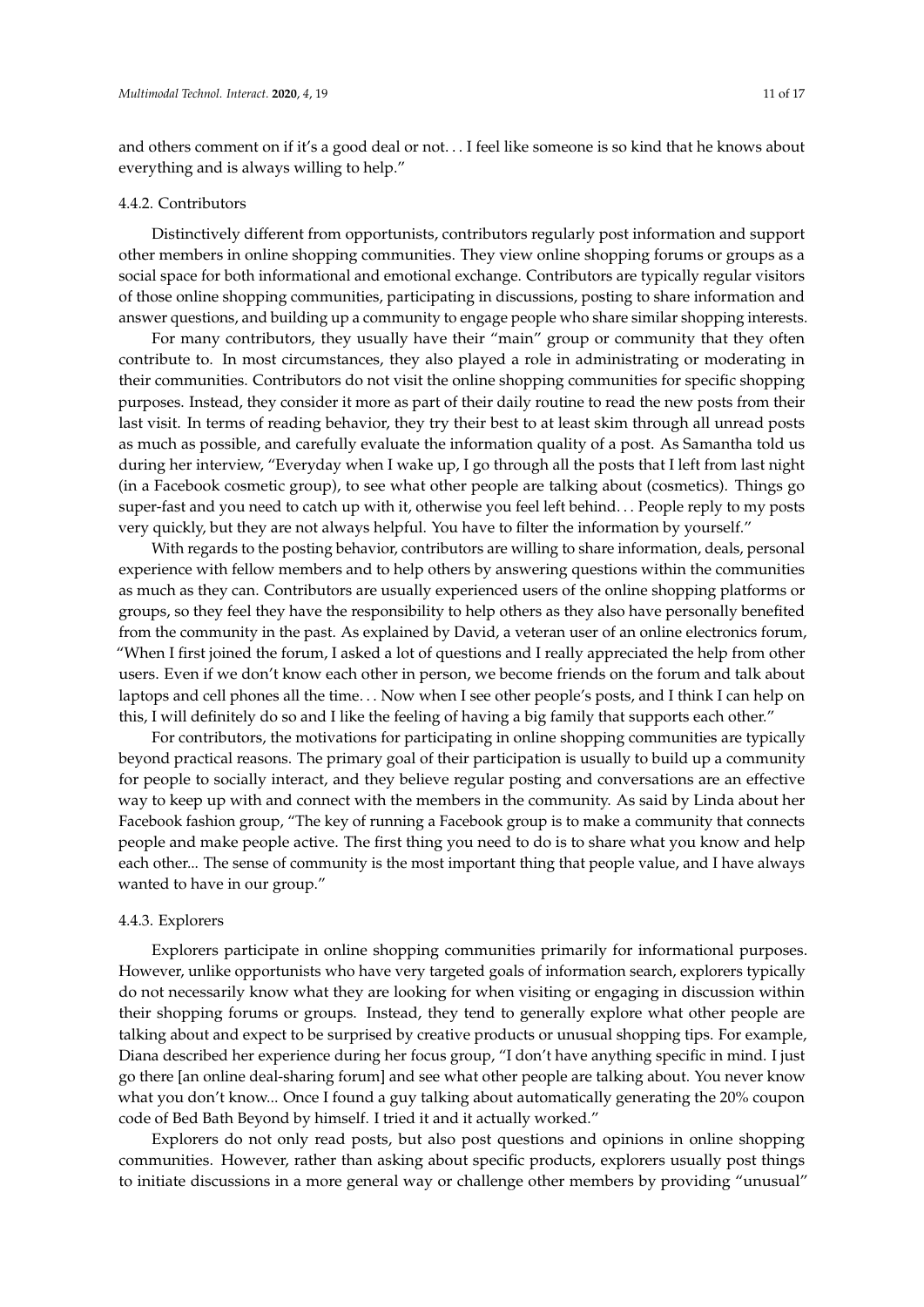and others comment on if it's a good deal or not. . . I feel like someone is so kind that he knows about everything and is always willing to help."

#### 4.4.2. Contributors

Distinctively different from opportunists, contributors regularly post information and support other members in online shopping communities. They view online shopping forums or groups as a social space for both informational and emotional exchange. Contributors are typically regular visitors of those online shopping communities, participating in discussions, posting to share information and answer questions, and building up a community to engage people who share similar shopping interests.

For many contributors, they usually have their "main" group or community that they often contribute to. In most circumstances, they also played a role in administrating or moderating in their communities. Contributors do not visit the online shopping communities for specific shopping purposes. Instead, they consider it more as part of their daily routine to read the new posts from their last visit. In terms of reading behavior, they try their best to at least skim through all unread posts as much as possible, and carefully evaluate the information quality of a post. As Samantha told us during her interview, "Everyday when I wake up, I go through all the posts that I left from last night (in a Facebook cosmetic group), to see what other people are talking about (cosmetics). Things go super-fast and you need to catch up with it, otherwise you feel left behind. . . People reply to my posts very quickly, but they are not always helpful. You have to filter the information by yourself."

With regards to the posting behavior, contributors are willing to share information, deals, personal experience with fellow members and to help others by answering questions within the communities as much as they can. Contributors are usually experienced users of the online shopping platforms or groups, so they feel they have the responsibility to help others as they also have personally benefited from the community in the past. As explained by David, a veteran user of an online electronics forum, "When I first joined the forum, I asked a lot of questions and I really appreciated the help from other users. Even if we don't know each other in person, we become friends on the forum and talk about laptops and cell phones all the time. . . Now when I see other people's posts, and I think I can help on this, I will definitely do so and I like the feeling of having a big family that supports each other."

For contributors, the motivations for participating in online shopping communities are typically beyond practical reasons. The primary goal of their participation is usually to build up a community for people to socially interact, and they believe regular posting and conversations are an effective way to keep up with and connect with the members in the community. As said by Linda about her Facebook fashion group, "The key of running a Facebook group is to make a community that connects people and make people active. The first thing you need to do is to share what you know and help each other... The sense of community is the most important thing that people value, and I have always wanted to have in our group."

#### 4.4.3. Explorers

Explorers participate in online shopping communities primarily for informational purposes. However, unlike opportunists who have very targeted goals of information search, explorers typically do not necessarily know what they are looking for when visiting or engaging in discussion within their shopping forums or groups. Instead, they tend to generally explore what other people are talking about and expect to be surprised by creative products or unusual shopping tips. For example, Diana described her experience during her focus group, "I don't have anything specific in mind. I just go there [an online deal-sharing forum] and see what other people are talking about. You never know what you don't know... Once I found a guy talking about automatically generating the 20% coupon code of Bed Bath Beyond by himself. I tried it and it actually worked."

Explorers do not only read posts, but also post questions and opinions in online shopping communities. However, rather than asking about specific products, explorers usually post things to initiate discussions in a more general way or challenge other members by providing "unusual"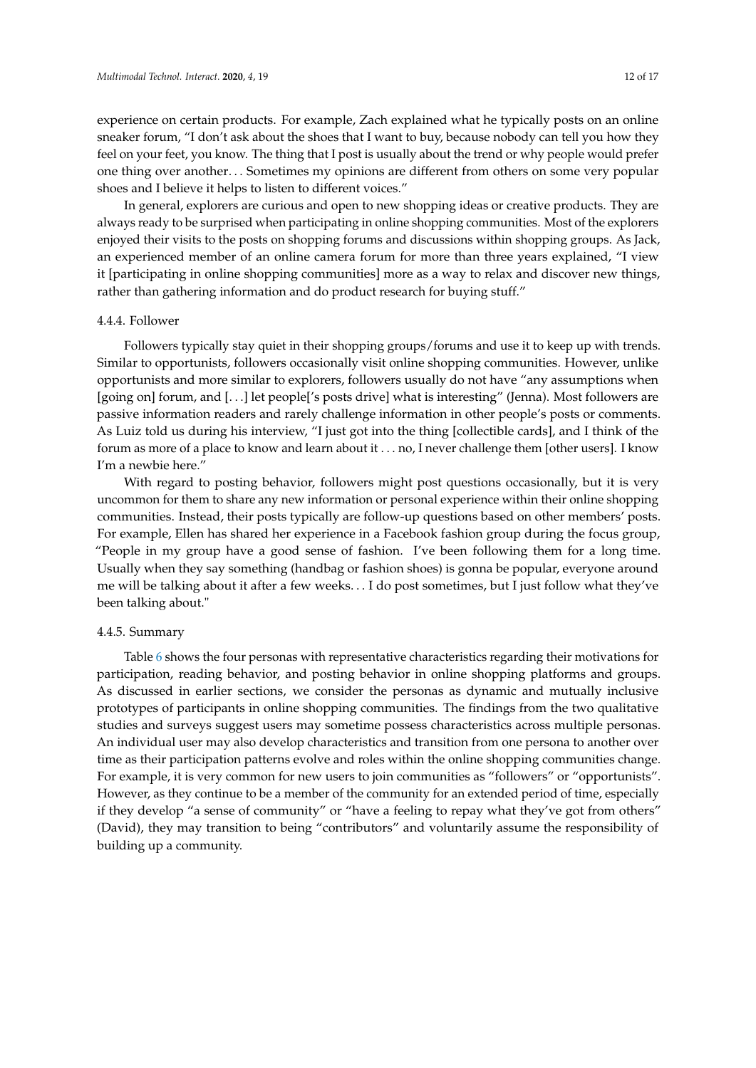experience on certain products. For example, Zach explained what he typically posts on an online sneaker forum, "I don't ask about the shoes that I want to buy, because nobody can tell you how they feel on your feet, you know. The thing that I post is usually about the trend or why people would prefer one thing over another. . . Sometimes my opinions are different from others on some very popular shoes and I believe it helps to listen to different voices."

In general, explorers are curious and open to new shopping ideas or creative products. They are always ready to be surprised when participating in online shopping communities. Most of the explorers enjoyed their visits to the posts on shopping forums and discussions within shopping groups. As Jack, an experienced member of an online camera forum for more than three years explained, "I view it [participating in online shopping communities] more as a way to relax and discover new things, rather than gathering information and do product research for buying stuff."

#### 4.4.4. Follower

Followers typically stay quiet in their shopping groups/forums and use it to keep up with trends. Similar to opportunists, followers occasionally visit online shopping communities. However, unlike opportunists and more similar to explorers, followers usually do not have "any assumptions when [going on] forum, and [. . .] let people['s posts drive] what is interesting" (Jenna). Most followers are passive information readers and rarely challenge information in other people's posts or comments. As Luiz told us during his interview, "I just got into the thing [collectible cards], and I think of the forum as more of a place to know and learn about it . . . no, I never challenge them [other users]. I know I'm a newbie here."

With regard to posting behavior, followers might post questions occasionally, but it is very uncommon for them to share any new information or personal experience within their online shopping communities. Instead, their posts typically are follow-up questions based on other members' posts. For example, Ellen has shared her experience in a Facebook fashion group during the focus group, "People in my group have a good sense of fashion. I've been following them for a long time. Usually when they say something (handbag or fashion shoes) is gonna be popular, everyone around me will be talking about it after a few weeks. . . I do post sometimes, but I just follow what they've been talking about."

#### 4.4.5. Summary

Table 6 shows the four personas with representative characteristics regarding their motivations for participation, reading behavior, and posting behavior in online shopping platforms and groups. As discussed in earlier sections, we consider the personas as dynamic and mutually inclusive prototypes of participants in online shopping communities. The findings from the two qualitative studies and surveys suggest users may sometime possess characteristics across multiple personas. An individual user may also develop characteristics and transition from one persona to another over time as their participation patterns evolve and roles within the online shopping communities change. For example, it is very common for new users to join communities as "followers" or "opportunists". However, as they continue to be a member of the community for an extended period of time, especially if they develop "a sense of community" or "have a feeling to repay what they've got from others" (David), they may transition to being "contributors" and voluntarily assume the responsibility of building up a community.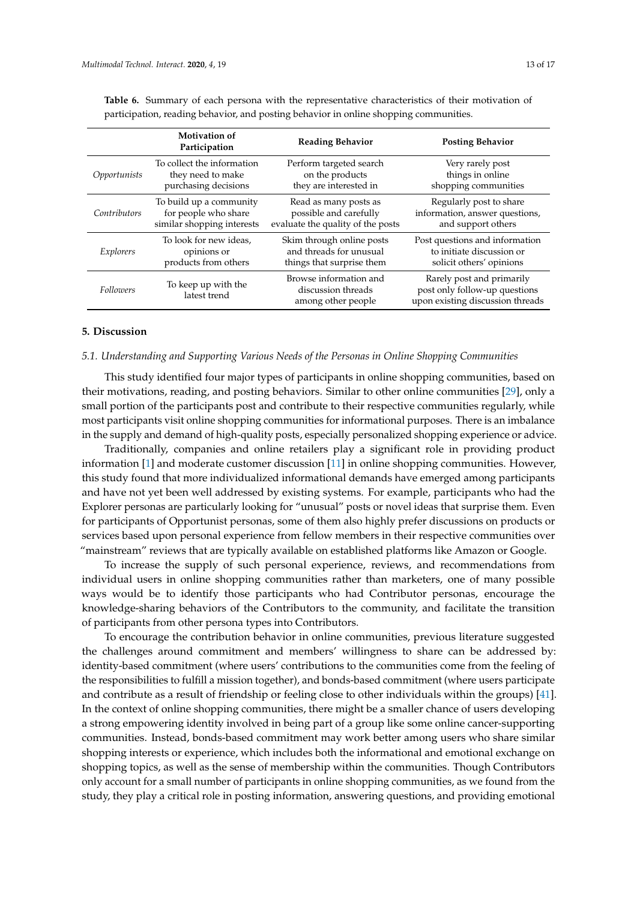**Table 6.** Summary of each persona with the representative characteristics of their motivation of participation, reading behavior, and posting behavior in online shopping communities.

| | **Motivation of Participation** | **Reading Behavior** | **Posting Behavior** |
|---|---|---|---|
| *Opportunists* | To collect the information they need to make purchasing decisions | Perform targeted search on the products they are interested in | Very rarely post things in online shopping communities |
| *Contributors* | To build up a community for people who share similar shopping interests | Read as many posts as possible and carefully evaluate the quality of the posts | Regularly post to share information, answer questions, and support others |
| *Explorers* | To look for new ideas, opinions or products from others | Skim through online posts and threads for unusual things that surprise them | Post questions and information to initiate discussion or solicit others' opinions |
| *Followers* | To keep up with the latest trend | Browse information and discussion threads among other people | Rarely post and primarily post only follow-up questions upon existing discussion threads |

## 5. Discussion

### *5.1. Understanding and Supporting Various Needs of the Personas in Online Shopping Communities*

This study identified four major types of participants in online shopping communities, based on their motivations, reading, and posting behaviors. Similar to other online communities [29], only a small portion of the participants post and contribute to their respective communities regularly, while most participants visit online shopping communities for informational purposes. There is an imbalance in the supply and demand of high-quality posts, especially personalized shopping experience or advice.

Traditionally, companies and online retailers play a significant role in providing product information [1] and moderate customer discussion [11] in online shopping communities. However, this study found that more individualized informational demands have emerged among participants and have not yet been well addressed by existing systems. For example, participants who had the Explorer personas are particularly looking for "unusual" posts or novel ideas that surprise them. Even for participants of Opportunist personas, some of them also highly prefer discussions on products or services based upon personal experience from fellow members in their respective communities over "mainstream" reviews that are typically available on established platforms like Amazon or Google.

To increase the supply of such personal experience, reviews, and recommendations from individual users in online shopping communities rather than marketers, one of many possible ways would be to identify those participants who had Contributor personas, encourage the knowledge-sharing behaviors of the Contributors to the community, and facilitate the transition of participants from other persona types into Contributors.

To encourage the contribution behavior in online communities, previous literature suggested the challenges around commitment and members' willingness to share can be addressed by: identity-based commitment (where users' contributions to the communities come from the feeling of the responsibilities to fulfill a mission together), and bonds-based commitment (where users participate and contribute as a result of friendship or feeling close to other individuals within the groups) [41]. In the context of online shopping communities, there might be a smaller chance of users developing a strong empowering identity involved in being part of a group like some online cancer-supporting communities. Instead, bonds-based commitment may work better among users who share similar shopping interests or experience, which includes both the informational and emotional exchange on shopping topics, as well as the sense of membership within the communities. Though Contributors only account for a small number of participants in online shopping communities, as we found from the study, they play a critical role in posting information, answering questions, and providing emotional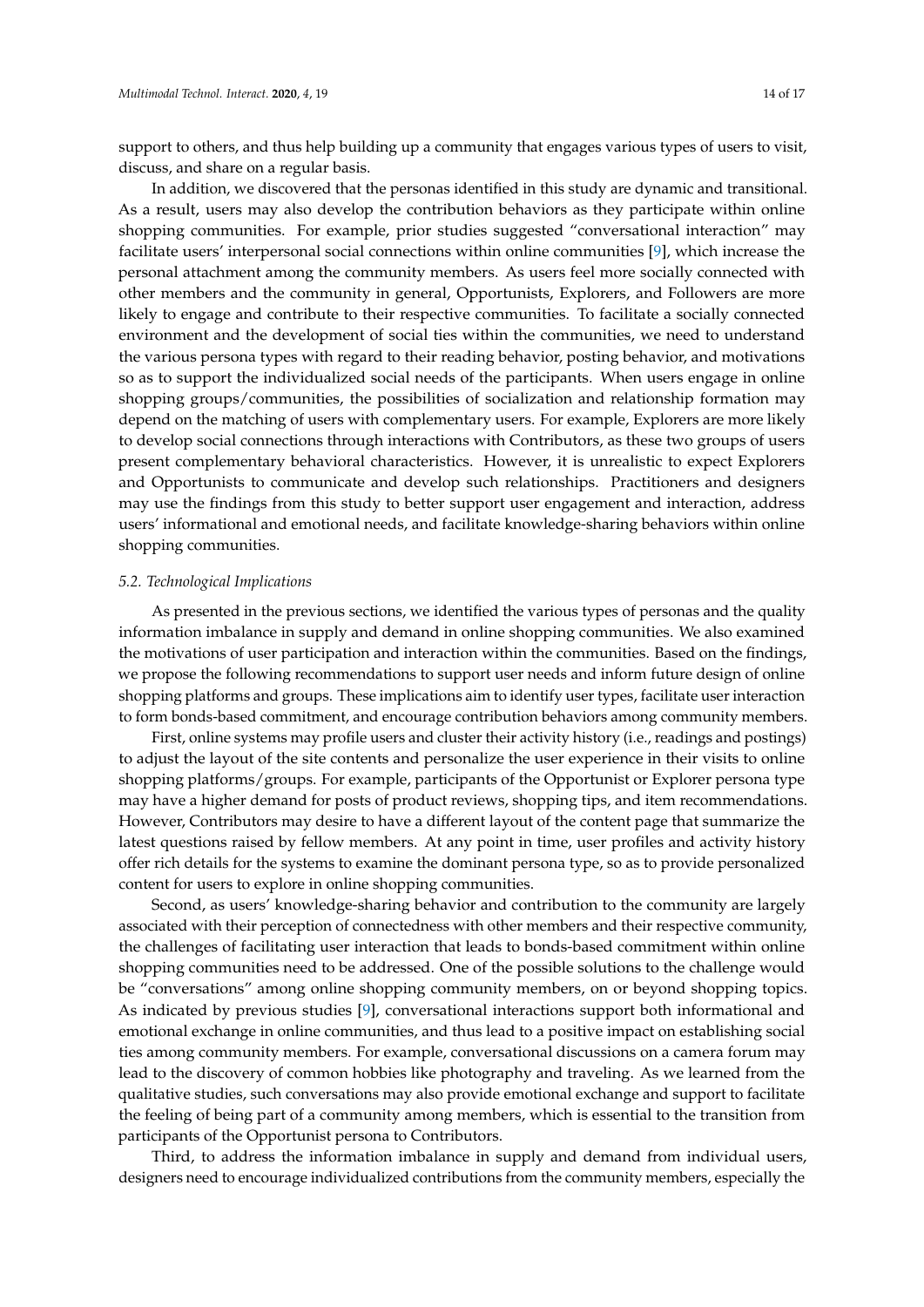support to others, and thus help building up a community that engages various types of users to visit, discuss, and share on a regular basis.

In addition, we discovered that the personas identified in this study are dynamic and transitional. As a result, users may also develop the contribution behaviors as they participate within online shopping communities. For example, prior studies suggested "conversational interaction" may facilitate users' interpersonal social connections within online communities [9], which increase the personal attachment among the community members. As users feel more socially connected with other members and the community in general, Opportunists, Explorers, and Followers are more likely to engage and contribute to their respective communities. To facilitate a socially connected environment and the development of social ties within the communities, we need to understand the various persona types with regard to their reading behavior, posting behavior, and motivations so as to support the individualized social needs of the participants. When users engage in online shopping groups/communities, the possibilities of socialization and relationship formation may depend on the matching of users with complementary users. For example, Explorers are more likely to develop social connections through interactions with Contributors, as these two groups of users present complementary behavioral characteristics. However, it is unrealistic to expect Explorers and Opportunists to communicate and develop such relationships. Practitioners and designers may use the findings from this study to better support user engagement and interaction, address users' informational and emotional needs, and facilitate knowledge-sharing behaviors within online shopping communities.

### *5.2. Technological Implications*

As presented in the previous sections, we identified the various types of personas and the quality information imbalance in supply and demand in online shopping communities. We also examined the motivations of user participation and interaction within the communities. Based on the findings, we propose the following recommendations to support user needs and inform future design of online shopping platforms and groups. These implications aim to identify user types, facilitate user interaction to form bonds-based commitment, and encourage contribution behaviors among community members.

First, online systems may profile users and cluster their activity history (i.e., readings and postings) to adjust the layout of the site contents and personalize the user experience in their visits to online shopping platforms/groups. For example, participants of the Opportunist or Explorer persona type may have a higher demand for posts of product reviews, shopping tips, and item recommendations. However, Contributors may desire to have a different layout of the content page that summarize the latest questions raised by fellow members. At any point in time, user profiles and activity history offer rich details for the systems to examine the dominant persona type, so as to provide personalized content for users to explore in online shopping communities.

Second, as users' knowledge-sharing behavior and contribution to the community are largely associated with their perception of connectedness with other members and their respective community, the challenges of facilitating user interaction that leads to bonds-based commitment within online shopping communities need to be addressed. One of the possible solutions to the challenge would be "conversations" among online shopping community members, on or beyond shopping topics. As indicated by previous studies [9], conversational interactions support both informational and emotional exchange in online communities, and thus lead to a positive impact on establishing social ties among community members. For example, conversational discussions on a camera forum may lead to the discovery of common hobbies like photography and traveling. As we learned from the qualitative studies, such conversations may also provide emotional exchange and support to facilitate the feeling of being part of a community among members, which is essential to the transition from participants of the Opportunist persona to Contributors.

Third, to address the information imbalance in supply and demand from individual users, designers need to encourage individualized contributions from the community members, especially the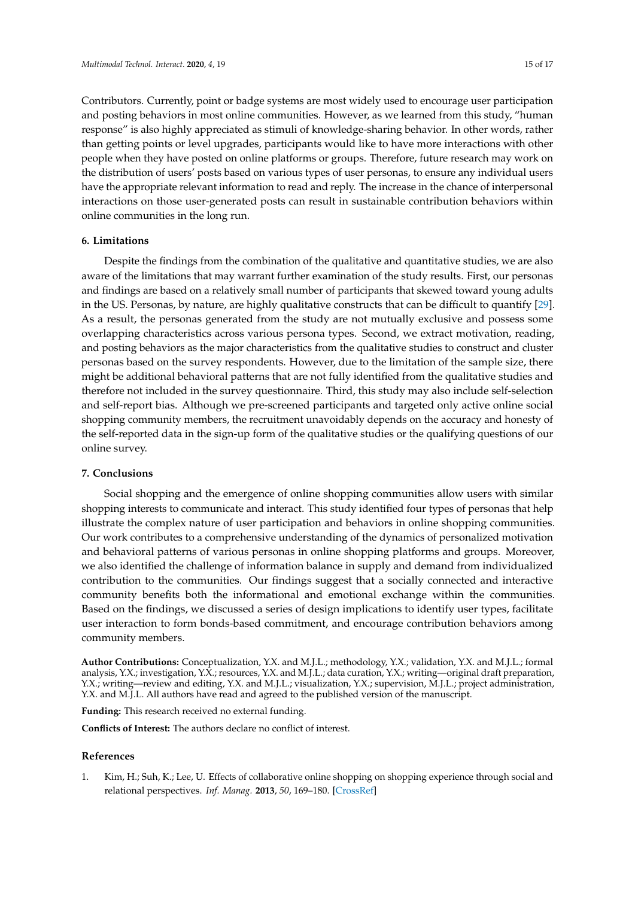Contributors. Currently, point or badge systems are most widely used to encourage user participation and posting behaviors in most online communities. However, as we learned from this study, "human response" is also highly appreciated as stimuli of knowledge-sharing behavior. In other words, rather than getting points or level upgrades, participants would like to have more interactions with other people when they have posted on online platforms or groups. Therefore, future research may work on the distribution of users' posts based on various types of user personas, to ensure any individual users have the appropriate relevant information to read and reply. The increase in the chance of interpersonal interactions on those user-generated posts can result in sustainable contribution behaviors within online communities in the long run.

## 6. Limitations

Despite the findings from the combination of the qualitative and quantitative studies, we are also aware of the limitations that may warrant further examination of the study results. First, our personas and findings are based on a relatively small number of participants that skewed toward young adults in the US. Personas, by nature, are highly qualitative constructs that can be difficult to quantify [29]. As a result, the personas generated from the study are not mutually exclusive and possess some overlapping characteristics across various persona types. Second, we extract motivation, reading, and posting behaviors as the major characteristics from the qualitative studies to construct and cluster personas based on the survey respondents. However, due to the limitation of the sample size, there might be additional behavioral patterns that are not fully identified from the qualitative studies and therefore not included in the survey questionnaire. Third, this study may also include self-selection and self-report bias. Although we pre-screened participants and targeted only active online social shopping community members, the recruitment unavoidably depends on the accuracy and honesty of the self-reported data in the sign-up form of the qualitative studies or the qualifying questions of our online survey.

## 7. Conclusions

Social shopping and the emergence of online shopping communities allow users with similar shopping interests to communicate and interact. This study identified four types of personas that help illustrate the complex nature of user participation and behaviors in online shopping communities. Our work contributes to a comprehensive understanding of the dynamics of personalized motivation and behavioral patterns of various personas in online shopping platforms and groups. Moreover, we also identified the challenge of information balance in supply and demand from individualized contribution to the communities. Our findings suggest that a socially connected and interactive community benefits both the informational and emotional exchange within the communities. Based on the findings, we discussed a series of design implications to identify user types, facilitate user interaction to form bonds-based commitment, and encourage contribution behaviors among community members.

**Author Contributions:** Conceptualization, Y.X. and M.J.L.; methodology, Y.X.; validation, Y.X. and M.J.L.; formal analysis, Y.X.; investigation, Y.X.; resources, Y.X. and M.J.L.; data curation, Y.X.; writing—original draft preparation, Y.X.; writing—review and editing, Y.X. and M.J.L.; visualization, Y.X.; supervision, M.J.L.; project administration, Y.X. and M.J.L. All authors have read and agreed to the published version of the manuscript.

**Funding:** This research received no external funding.

**Conflicts of Interest:** The authors declare no conflict of interest.

## References

1. Kim, H.; Suh, K.; Lee, U. Effects of collaborative online shopping on shopping experience through social and relational perspectives. *Inf. Manag.* **2013**, *50*, 169–180. [CrossRef]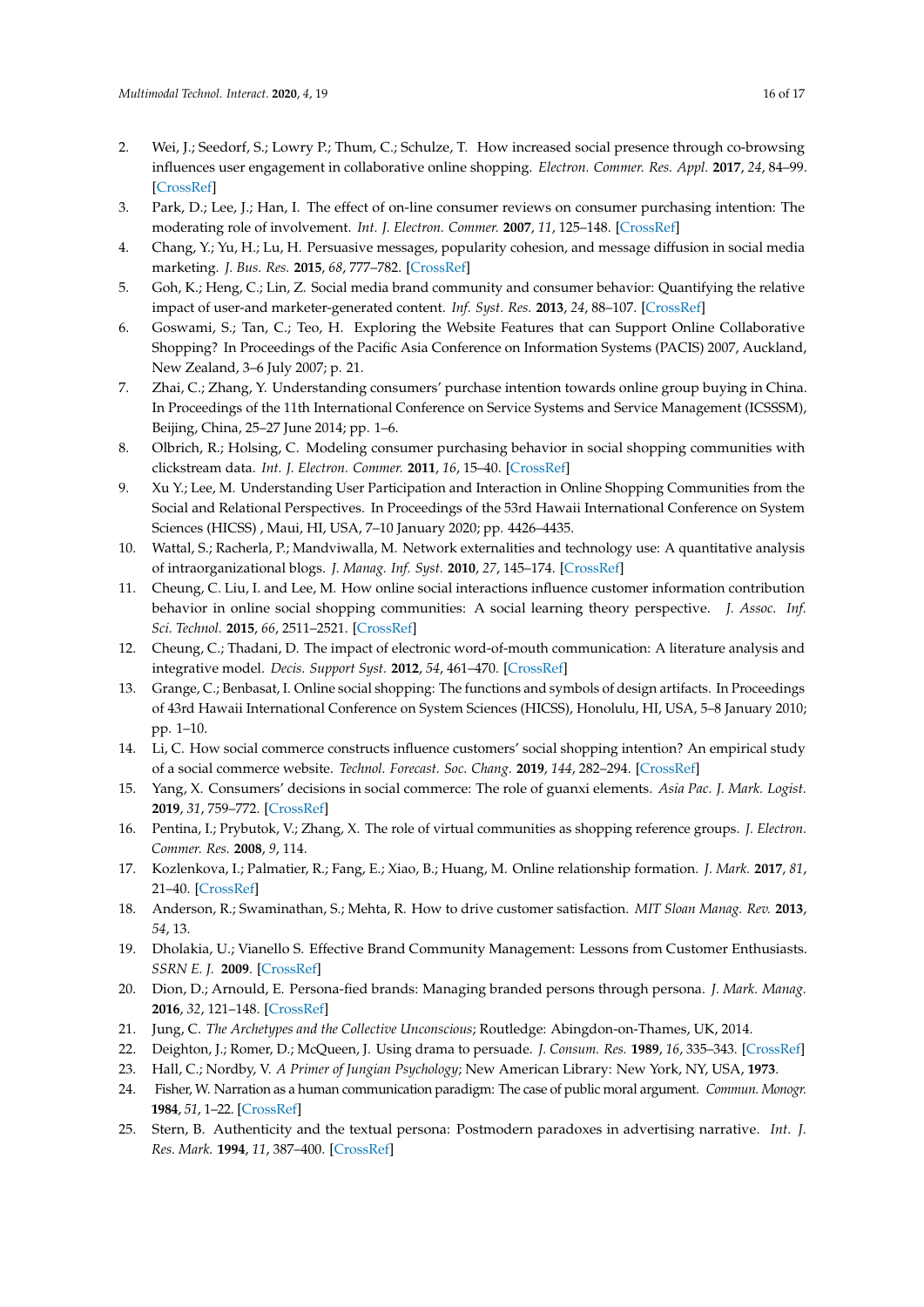2. Wei, J.; Seedorf, S.; Lowry P.; Thum, C.; Schulze, T. How increased social presence through co-browsing influences user engagement in collaborative online shopping. *Electron. Commer. Res. Appl.* **2017**, *24*, 84–99. [CrossRef]
3. Park, D.; Lee, J.; Han, I. The effect of on-line consumer reviews on consumer purchasing intention: The moderating role of involvement. *Int. J. Electron. Commer.* **2007**, *11*, 125–148. [CrossRef]
4. Chang, Y.; Yu, H.; Lu, H. Persuasive messages, popularity cohesion, and message diffusion in social media marketing. *J. Bus. Res.* **2015**, *68*, 777–782. [CrossRef]
5. Goh, K.; Heng, C.; Lin, Z. Social media brand community and consumer behavior: Quantifying the relative impact of user-and marketer-generated content. *Inf. Syst. Res.* **2013**, *24*, 88–107. [CrossRef]
6. Goswami, S.; Tan, C.; Teo, H. Exploring the Website Features that can Support Online Collaborative Shopping? In Proceedings of the Pacific Asia Conference on Information Systems (PACIS) 2007, Auckland, New Zealand, 3–6 July 2007; p. 21.
7. Zhai, C.; Zhang, Y. Understanding consumers' purchase intention towards online group buying in China. In Proceedings of the 11th International Conference on Service Systems and Service Management (ICSSSM), Beijing, China, 25–27 June 2014; pp. 1–6.
8. Olbrich, R.; Holsing, C. Modeling consumer purchasing behavior in social shopping communities with clickstream data. *Int. J. Electron. Commer.* **2011**, *16*, 15–40. [CrossRef]
9. Xu Y.; Lee, M. Understanding User Participation and Interaction in Online Shopping Communities from the Social and Relational Perspectives. In Proceedings of the 53rd Hawaii International Conference on System Sciences (HICSS) , Maui, HI, USA, 7–10 January 2020; pp. 4426–4435.
10. Wattal, S.; Racherla, P.; Mandviwalla, M. Network externalities and technology use: A quantitative analysis of intraorganizational blogs. *J. Manag. Inf. Syst.* **2010**, *27*, 145–174. [CrossRef]
11. Cheung, C. Liu, I. and Lee, M. How online social interactions influence customer information contribution behavior in online social shopping communities: A social learning theory perspective. *J. Assoc. Inf. Sci. Technol.* **2015**, *66*, 2511–2521. [CrossRef]
12. Cheung, C.; Thadani, D. The impact of electronic word-of-mouth communication: A literature analysis and integrative model. *Decis. Support Syst.* **2012**, *54*, 461–470. [CrossRef]
13. Grange, C.; Benbasat, I. Online social shopping: The functions and symbols of design artifacts. In Proceedings of 43rd Hawaii International Conference on System Sciences (HICSS), Honolulu, HI, USA, 5–8 January 2010; pp. 1–10.
14. Li, C. How social commerce constructs influence customers' social shopping intention? An empirical study of a social commerce website. *Technol. Forecast. Soc. Chang.* **2019**, *144*, 282–294. [CrossRef]
15. Yang, X. Consumers' decisions in social commerce: The role of guanxi elements. *Asia Pac. J. Mark. Logist.* **2019**, *31*, 759–772. [CrossRef]
16. Pentina, I.; Prybutok, V.; Zhang, X. The role of virtual communities as shopping reference groups. *J. Electron. Commer. Res.* **2008**, *9*, 114.
17. Kozlenkova, I.; Palmatier, R.; Fang, E.; Xiao, B.; Huang, M. Online relationship formation. *J. Mark.* **2017**, *81*, 21–40. [CrossRef]
18. Anderson, R.; Swaminathan, S.; Mehta, R. How to drive customer satisfaction. *MIT Sloan Manag. Rev.* **2013**, *54*, 13.
19. Dholakia, U.; Vianello S. Effective Brand Community Management: Lessons from Customer Enthusiasts. *SSRN E. J.* **2009**. [CrossRef]
20. Dion, D.; Arnould, E. Persona-fied brands: Managing branded persons through persona. *J. Mark. Manag.* **2016**, *32*, 121–148. [CrossRef]
21. Jung, C. *The Archetypes and the Collective Unconscious*; Routledge: Abingdon-on-Thames, UK, 2014.
22. Deighton, J.; Romer, D.; McQueen, J. Using drama to persuade. *J. Consum. Res.* **1989**, *16*, 335–343. [CrossRef]
23. Hall, C.; Nordby, V. *A Primer of Jungian Psychology*; New American Library: New York, NY, USA, **1973**.
24. Fisher, W. Narration as a human communication paradigm: The case of public moral argument. *Commun. Monogr.* **1984**, *51*, 1–22. [CrossRef]
25. Stern, B. Authenticity and the textual persona: Postmodern paradoxes in advertising narrative. *Int. J. Res. Mark.* **1994**, *11*, 387–400. [CrossRef]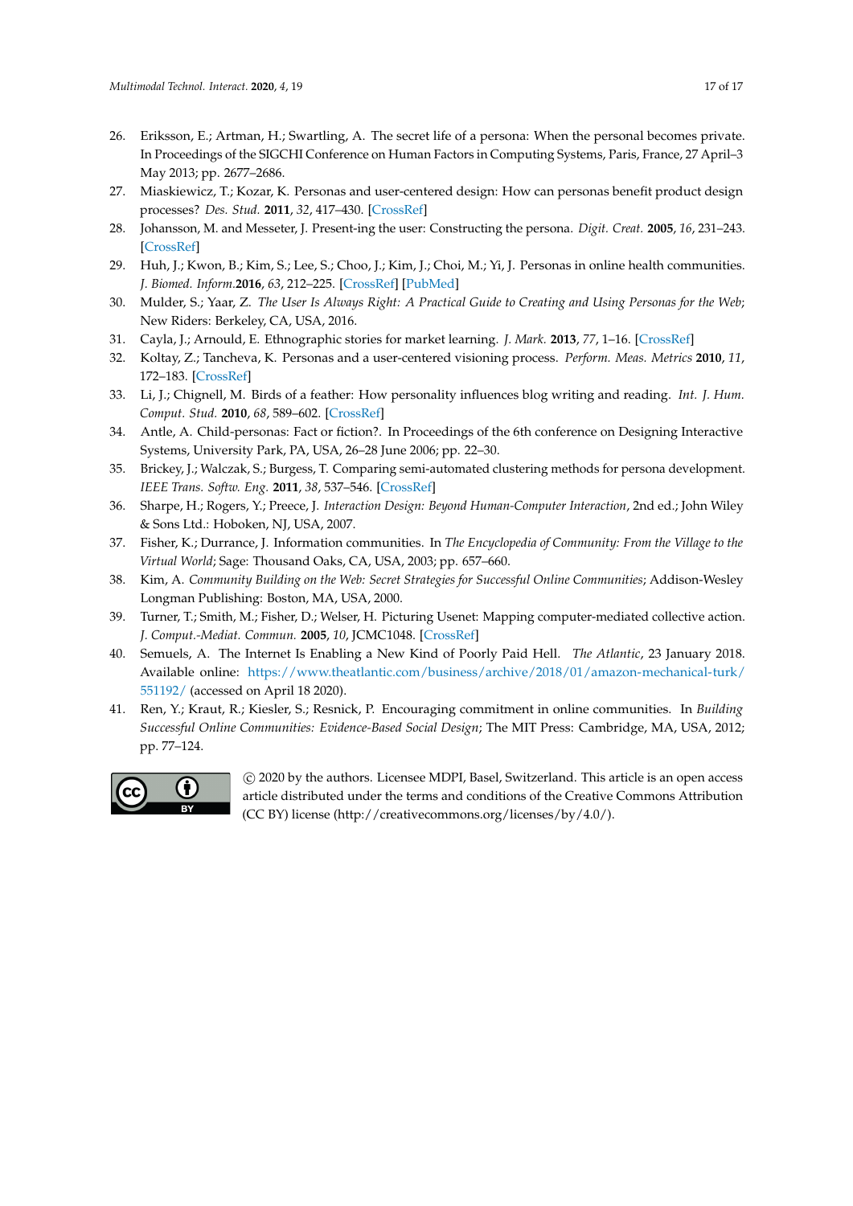26. Eriksson, E.; Artman, H.; Swartling, A. The secret life of a persona: When the personal becomes private. In Proceedings of the SIGCHI Conference on Human Factors in Computing Systems, Paris, France, 27 April–3 May 2013; pp. 2677–2686.
27. Miaskiewicz, T.; Kozar, K. Personas and user-centered design: How can personas benefit product design processes? *Des. Stud.* **2011**, *32*, 417–430. [CrossRef]
28. Johansson, M. and Messeter, J. Present-ing the user: Constructing the persona. *Digit. Creat.* **2005**, *16*, 231–243. [CrossRef]
29. Huh, J.; Kwon, B.; Kim, S.; Lee, S.; Choo, J.; Kim, J.; Choi, M.; Yi, J. Personas in online health communities. *J. Biomed. Inform.***2016**, *63*, 212–225. [CrossRef] [PubMed]
30. Mulder, S.; Yaar, Z. *The User Is Always Right: A Practical Guide to Creating and Using Personas for the Web*; New Riders: Berkeley, CA, USA, 2016.
31. Cayla, J.; Arnould, E. Ethnographic stories for market learning. *J. Mark.* **2013**, *77*, 1–16. [CrossRef]
32. Koltay, Z.; Tancheva, K. Personas and a user-centered visioning process. *Perform. Meas. Metrics* **2010**, *11*, 172–183. [CrossRef]
33. Li, J.; Chignell, M. Birds of a feather: How personality influences blog writing and reading. *Int. J. Hum. Comput. Stud.* **2010**, *68*, 589–602. [CrossRef]
34. Antle, A. Child-personas: Fact or fiction?. In Proceedings of the 6th conference on Designing Interactive Systems, University Park, PA, USA, 26–28 June 2006; pp. 22–30.
35. Brickey, J.; Walczak, S.; Burgess, T. Comparing semi-automated clustering methods for persona development. *IEEE Trans. Softw. Eng.* **2011**, *38*, 537–546. [CrossRef]
36. Sharpe, H.; Rogers, Y.; Preece, J. *Interaction Design: Beyond Human-Computer Interaction*, 2nd ed.; John Wiley & Sons Ltd.: Hoboken, NJ, USA, 2007.
37. Fisher, K.; Durrance, J. Information communities. In *The Encyclopedia of Community: From the Village to the Virtual World*; Sage: Thousand Oaks, CA, USA, 2003; pp. 657–660.
38. Kim, A. *Community Building on the Web: Secret Strategies for Successful Online Communities*; Addison-Wesley Longman Publishing: Boston, MA, USA, 2000.
39. Turner, T.; Smith, M.; Fisher, D.; Welser, H. Picturing Usenet: Mapping computer-mediated collective action. *J. Comput.-Mediat. Commun.* **2005**, *10*, JCMC1048. [CrossRef]
40. Semuels, A. The Internet Is Enabling a New Kind of Poorly Paid Hell. *The Atlantic*, 23 January 2018. Available online: https://www.theatlantic.com/business/archive/2018/01/amazon-mechanical-turk/551192/ (accessed on April 18 2020).
41. Ren, Y.; Kraut, R.; Kiesler, S.; Resnick, P. Encouraging commitment in online communities. In *Building Successful Online Communities: Evidence-Based Social Design*; The MIT Press: Cambridge, MA, USA, 2012; pp. 77–124.

© 2020 by the authors. Licensee MDPI, Basel, Switzerland. This article is an open access article distributed under the terms and conditions of the Creative Commons Attribution (CC BY) license (http://creativecommons.org/licenses/by/4.0/).